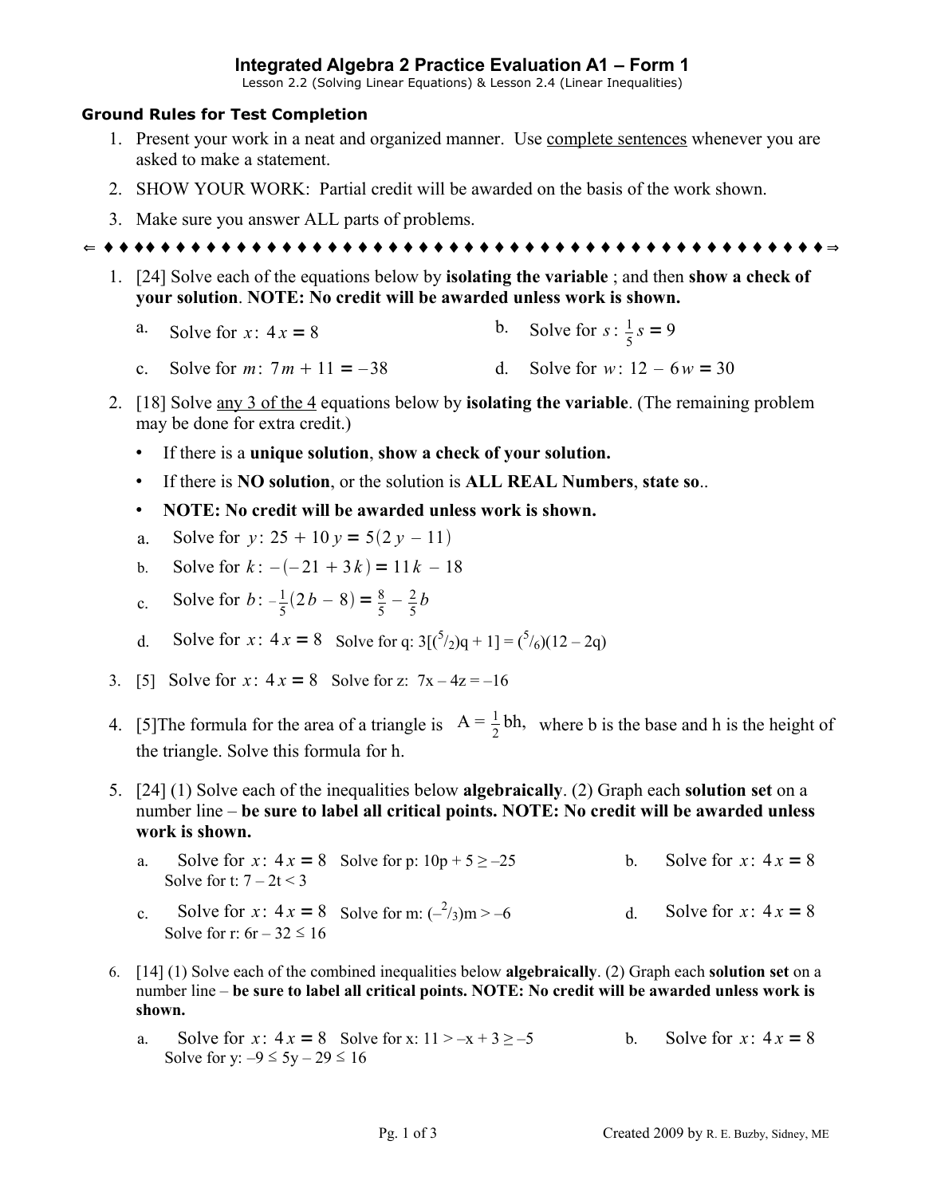# Integrated Algebra 2 Practice Evaluation A1 – Form 1

Lesson 2.2 (Solving Linear Equations) & Lesson 2.4 (Linear Inequalities)

### Ground Rules for Test Completion

1. Present your work in a neat and organized manner. Use complete sentences whenever you are asked to make a statement.
2. SHOW YOUR WORK: Partial credit will be awarded on the basis of the work shown.
3. Make sure you answer ALL parts of problems.

⇐ ♦♦♦♦♦♦♦♦♦♦♦♦♦♦♦♦♦♦♦♦♦♦♦♦♦♦♦♦♦♦♦♦♦♦♦♦♦♦♦♦♦♦♦♦♦♦♦♦♦♦♦♦♦♦♦ ⇒

1. [24] Solve each of the equations below by **isolating the variable** ; and then **show a check of your solution**. **NOTE: No credit will be awarded unless work is shown.**

   a. Solve for $x$: $4x = 8$
   b. Solve for $s$: $\frac{1}{5}s = 9$
   c. Solve for $m$: $7m + 11 = -38$
   d. Solve for $w$: $12 - 6w = 30$

2. [18] Solve any 3 of the 4 equations below by **isolating the variable**. (The remaining problem may be done for extra credit.)

   - If there is a **unique solution**, **show a check of your solution.**
   - If there is **NO solution**, or the solution is **ALL REAL Numbers**, **state so**..
   - **NOTE: No credit will be awarded unless work is shown.**

   a. Solve for $y$: $25 + 10y = 5(2y - 11)$
   b. Solve for $k$: $-(-21 + 3k) = 11k - 18$
   c. Solve for $b$: $-\frac{1}{5}(2b - 8) = \frac{8}{5} - \frac{2}{5}b$
   d. Solve for $x$: $4x = 8$ Solve for q: $3[(^5/_2)q + 1] = (^5/_6)(12 - 2q)$

3. [5] Solve for $x$: $4x = 8$ Solve for z: $7x - 4z = -16$

4. [5]The formula for the area of a triangle is $A = \frac{1}{2}bh$, where b is the base and h is the height of the triangle. Solve this formula for h.

5. [24] (1) Solve each of the inequalities below **algebraically**. (2) Graph each **solution set** on a number line – **be sure to label all critical points. NOTE: No credit will be awarded unless work is shown.**

   a. Solve for $x$: $4x = 8$ Solve for p: $10p + 5 \geq -25$
   b. Solve for $x$: $4x = 8$ Solve for t: $7 - 2t < 3$
   c. Solve for $x$: $4x = 8$ Solve for m: $(-^2/_3)m > -6$
   d. Solve for $x$: $4x = 8$ Solve for r: $6r - 32 \leq 16$

6. [14] (1) Solve each of the combined inequalities below **algebraically**. (2) Graph each **solution set** on a number line – **be sure to label all critical points. NOTE: No credit will be awarded unless work is shown.**

   a. Solve for $x$: $4x = 8$ Solve for x: $11 > -x + 3 \geq -5$
   b. Solve for $x$: $4x = 8$ Solve for y: $-9 \leq 5y - 29 \leq 16$

Created 2009 by R. E. Buzby, Sidney, ME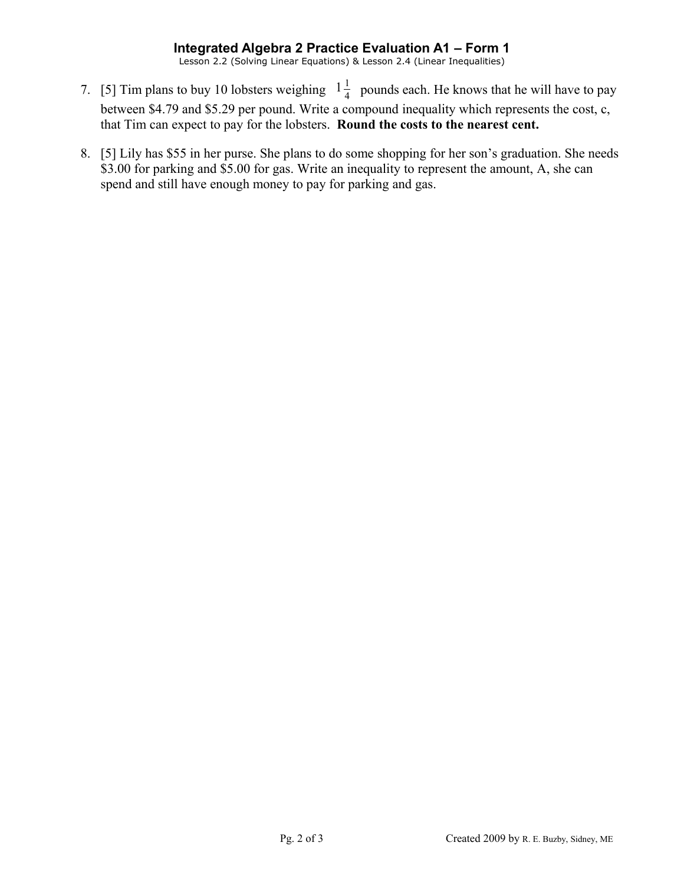7. [5] Tim plans to buy 10 lobsters weighing $1\frac{1}{4}$ pounds each. He knows that he will have to pay between $4.79 and $5.29 per pound. Write a compound inequality which represents the cost, c, that Tim can expect to pay for the lobsters. **Round the costs to the nearest cent.**

8. [5] Lily has $55 in her purse. She plans to do some shopping for her son's graduation. She needs $3.00 for parking and $5.00 for gas. Write an inequality to represent the amount, A, she can spend and still have enough money to pay for parking and gas.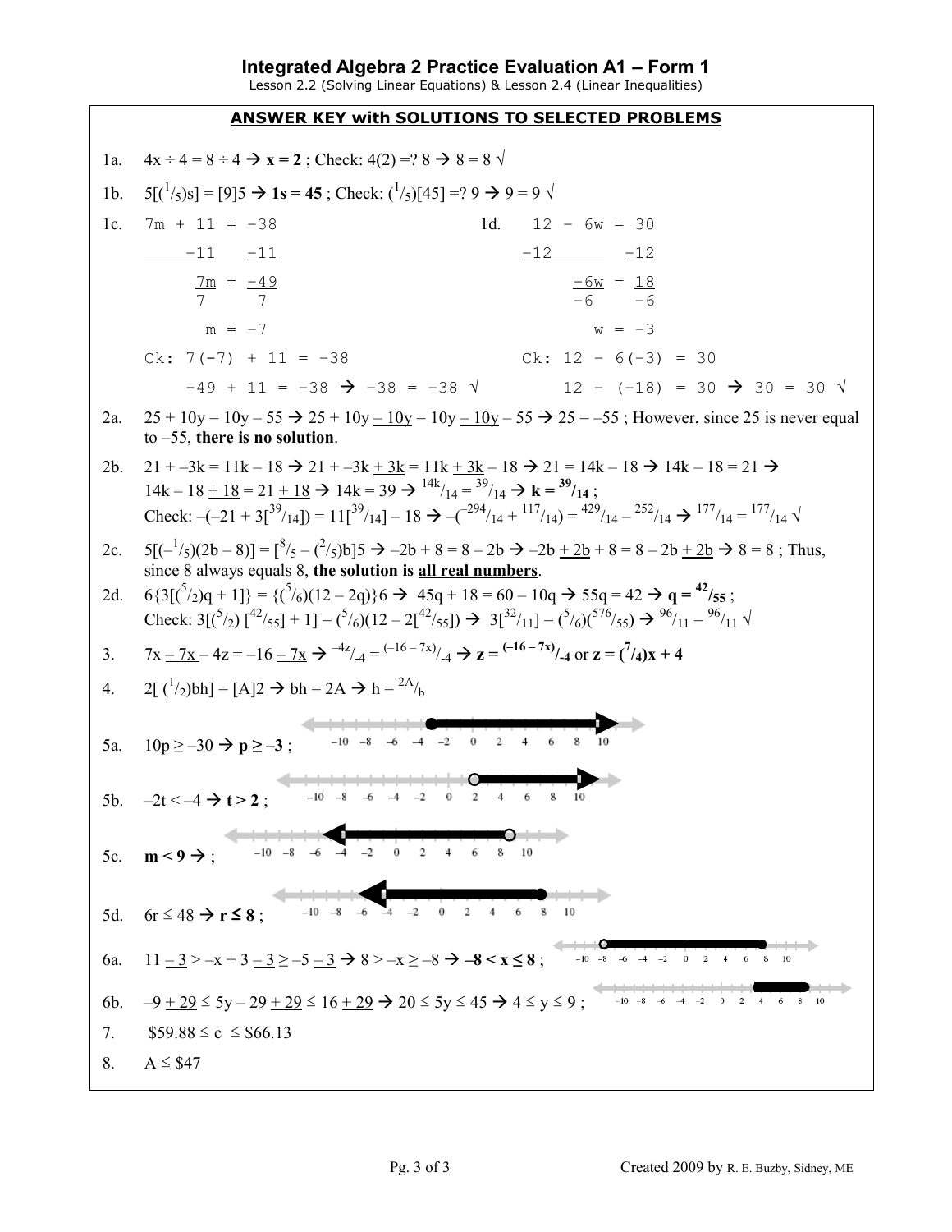# Integrated Algebra 2 Practice Evaluation A1 – Form 1

Lesson 2.2 (Solving Linear Equations) & Lesson 2.4 (Linear Inequalities)

## ANSWER KEY with SOLUTIONS TO SELECTED PROBLEMS

1a. $4x \div 4 = 8 \div 4 \rightarrow$ **$x = 2$** ; Check: $4(2) =? 8 \rightarrow 8 = 8$ √

1b. $5[(^1/_5)s] = [9]5 \rightarrow$ **$1s = 45$** ; Check: $(^1/_5)[45] =? 9 \rightarrow 9 = 9$ √

1c.
```
7m + 11 = -38
    -11   -11
    7m  = -49
    7      7
      m = -7
Ck: 7(-7) + 11 = -38
    -49 + 11 = -38 → -38 = -38 √
```

1d.
```
12 - 6w = 30
-12       -12
    -6w = 18
    -6    -6
      w = -3
Ck: 12 - 6(-3) = 30
    12 - (-18) = 30 → 30 = 30 √
```

2a. $25 + 10y = 10y – 55 \rightarrow 25 + 10y \underline{– 10y} = 10y \underline{– 10y} – 55 \rightarrow 25 = –55$ ; However, since 25 is never equal to –55, **there is no solution**.

2b. $21 + –3k = 11k – 18 \rightarrow 21 + –3k \underline{+ 3k} = 11k \underline{+ 3k} – 18 \rightarrow 21 = 14k – 18 \rightarrow 14k – 18 = 21 \rightarrow$
$14k – 18 \underline{+ 18} = 21 \underline{+ 18} \rightarrow 14k = 39 \rightarrow {}^{14k}/_{14} = {}^{39}/_{14} \rightarrow$ **$k = {}^{39}/_{14}$** ;
Check: $–(–21 + 3[^{39}/_{14}]) = 11[^{39}/_{14}] – 18 \rightarrow –(^{–294}/_{14} + {}^{117}/_{14}) = {}^{429}/_{14} – {}^{252}/_{14} \rightarrow {}^{177}/_{14} = {}^{177}/_{14}$ √

2c. $5[(–^1/_5)(2b – 8)] = [^8/_5 – (^2/_5)b]5 \rightarrow –2b + 8 = 8 – 2b \rightarrow –2b \underline{+ 2b} + 8 = 8 – 2b \underline{+ 2b} \rightarrow 8 = 8$ ; Thus, since 8 always equals 8, **the solution is <u>all real numbers</u>**.

2d. $6\{3[(^5/_2)q + 1]\} = \{(^5/_6)(12 – 2q)\}6 \rightarrow 45q + 18 = 60 – 10q \rightarrow 55q = 42 \rightarrow$ **$q = {}^{42}/_{55}$** ;
Check: $3[(^5/_2)[^{42}/_{55}] + 1] = (^5/_6)(12 – 2[^{42}/_{55}]) \rightarrow 3[^{32}/_{11}] = (^5/_6)(^{576}/_{55}) \rightarrow {}^{96}/_{11} = {}^{96}/_{11}$ √

3. $7x \underline{– 7x} – 4z = –16 \underline{– 7x} \rightarrow {}^{–4z}/_{–4} = {}^{(–16 – 7x)}/_{–4} \rightarrow$ **$z = {}^{(–16 – 7x)}/_{–4}$** or **$z = (^7/_4)x + 4$**

4. $2[(^1/_2)bh] = [A]2 \rightarrow bh = 2A \rightarrow h = {}^{2A}/_b$

5a. $10p \geq –30 \rightarrow$ **$p \geq –3$** ;

−10 −8 −6 −4 −2 0 2 4 6 8 10

5b. $–2t < –4 \rightarrow$ **$t > 2$** ;

−10 −8 −6 −4 −2 0 2 4 6 8 10

5c. **$m < 9$** $\rightarrow$ ;

−10 −8 −6 −4 −2 0 2 4 6 8 10

5d. $6r \leq 48 \rightarrow$ **$r \leq 8$** ;

−10 −8 −6 −4 −2 0 2 4 6 8 10

6a. $11 \underline{– 3} > –x + 3 \underline{– 3} \geq –5 \underline{– 3} \rightarrow 8 > –x \geq –8 \rightarrow$ **$–8 < x \leq 8$** ;

−10 −8 −6 −4 −2 0 2 4 6 8 10

6b. $–9 \underline{+ 29} \leq 5y – 29 \underline{+ 29} \leq 16 \underline{+ 29} \rightarrow 20 \leq 5y \leq 45 \rightarrow 4 \leq y \leq 9$ ;

−10 −8 −6 −4 −2 0 2 4 6 8 10

7. $\$59.88 \leq c \leq \$66.13$

8. $A \leq \$47$

Created 2009 by R. E. Buzby, Sidney, ME